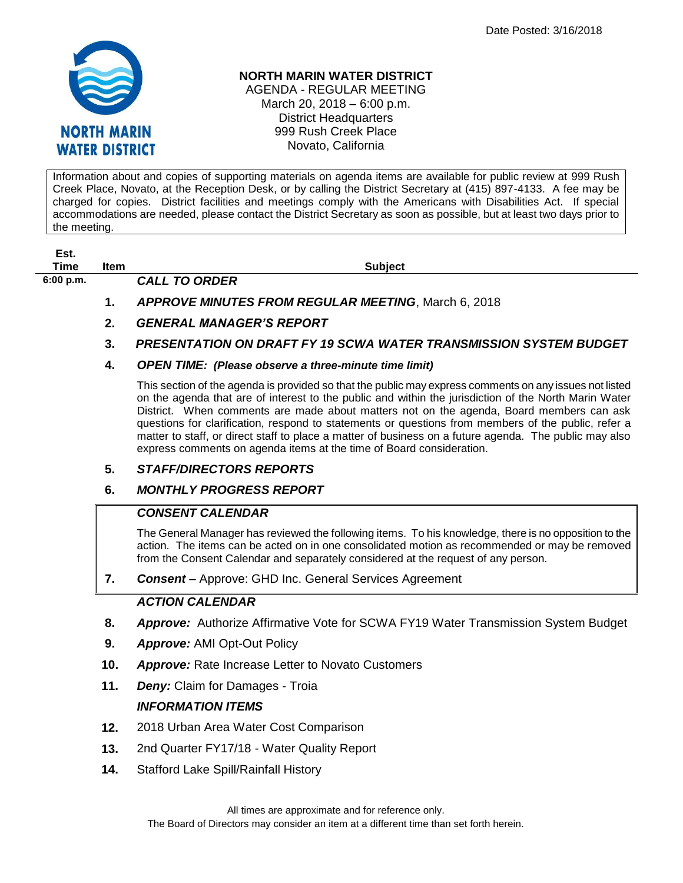Date Posted: 3/16/2018

**NORTH MARIN WATER DISTRICT**

AGENDA - REGULAR MEETING
March 20, 2018 – 6:00 p.m.
District Headquarters
999 Rush Creek Place
Novato, California

Information about and copies of supporting materials on agenda items are available for public review at 999 Rush Creek Place, Novato, at the Reception Desk, or by calling the District Secretary at (415) 897-4133. A fee may be charged for copies. District facilities and meetings comply with the Americans with Disabilities Act. If special accommodations are needed, please contact the District Secretary as soon as possible, but at least two days prior to the meeting.

| Est. Time | Item | Subject |
|---|---|---|
| 6:00 p.m. | | ***CALL TO ORDER*** |
| | 1. | ***APPROVE MINUTES FROM REGULAR MEETING***, March 6, 2018 |
| | 2. | ***GENERAL MANAGER'S REPORT*** |
| | 3. | ***PRESENTATION ON DRAFT FY 19 SCWA WATER TRANSMISSION SYSTEM BUDGET*** |
| | 4. | ***OPEN TIME: (Please observe a three-minute time limit)*** |

This section of the agenda is provided so that the public may express comments on any issues not listed on the agenda that are of interest to the public and within the jurisdiction of the North Marin Water District. When comments are made about matters not on the agenda, Board members can ask questions for clarification, respond to statements or questions from members of the public, refer a matter to staff, or direct staff to place a matter of business on a future agenda. The public may also express comments on agenda items at the time of Board consideration.

5. ***STAFF/DIRECTORS REPORTS***
6. ***MONTHLY PROGRESS REPORT***

***CONSENT CALENDAR***

The General Manager has reviewed the following items. To his knowledge, there is no opposition to the action. The items can be acted on in one consolidated motion as recommended or may be removed from the Consent Calendar and separately considered at the request of any person.

7. ***Consent*** – Approve: GHD Inc. General Services Agreement

***ACTION CALENDAR***

8. ***Approve:*** Authorize Affirmative Vote for SCWA FY19 Water Transmission System Budget
9. ***Approve:*** AMI Opt-Out Policy
10. ***Approve:*** Rate Increase Letter to Novato Customers
11. ***Deny:*** Claim for Damages - Troia

***INFORMATION ITEMS***

12. 2018 Urban Area Water Cost Comparison
13. 2nd Quarter FY17/18 - Water Quality Report
14. Stafford Lake Spill/Rainfall History

All times are approximate and for reference only.
The Board of Directors may consider an item at a different time than set forth herein.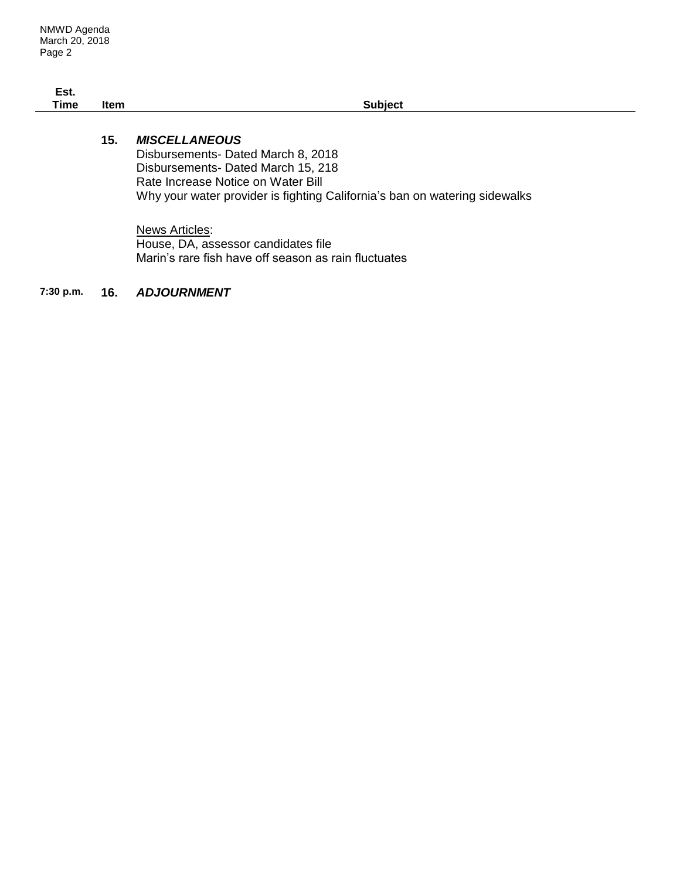| Est. Time | Item | Subject |
|---|---|---|
| | 15. | ***MISCELLANEOUS*** |
| | | Disbursements- Dated March 8, 2018 |
| | | Disbursements- Dated March 15, 218 |
| | | Rate Increase Notice on Water Bill |
| | | Why your water provider is fighting California's ban on watering sidewalks |
| | | News Articles: |
| | | House, DA, assessor candidates file |
| | | Marin's rare fish have off season as rain fluctuates |
| 7:30 p.m. | 16. | ***ADJOURNMENT*** |